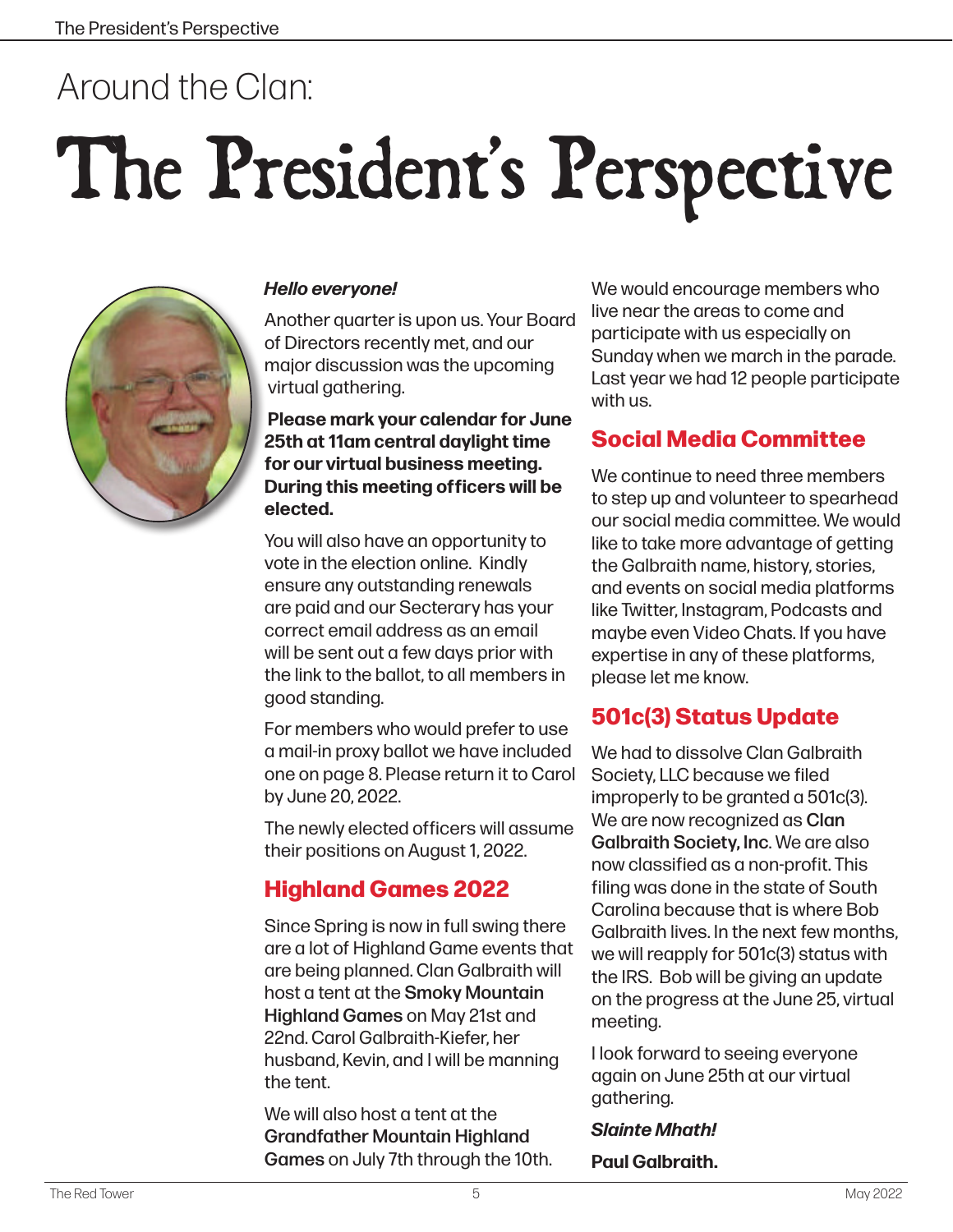Around the Clan:

# The President's Perspective

***Hello everyone!***

Another quarter is upon us. Your Board of Directors recently met, and our major discussion was the upcoming virtual gathering.

**Please mark your calendar for June 25th at 11am central daylight time for our virtual business meeting. During this meeting officers will be elected.**

You will also have an opportunity to vote in the election online. Kindly ensure any outstanding renewals are paid and our Secterary has your correct email address as an email will be sent out a few days prior with the link to the ballot, to all members in good standing.

For members who would prefer to use a mail-in proxy ballot we have included one on page 8. Please return it to Carol by June 20, 2022.

The newly elected officers will assume their positions on August 1, 2022.

## Highland Games 2022

Since Spring is now in full swing there are a lot of Highland Game events that are being planned. Clan Galbraith will host a tent at the **Smoky Mountain Highland Games** on May 21st and 22nd. Carol Galbraith-Kiefer, her husband, Kevin, and I will be manning the tent.

We will also host a tent at the **Grandfather Mountain Highland Games** on July 7th through the 10th.

We would encourage members who live near the areas to come and participate with us especially on Sunday when we march in the parade. Last year we had 12 people participate with us.

## Social Media Committee

We continue to need three members to step up and volunteer to spearhead our social media committee. We would like to take more advantage of getting the Galbraith name, history, stories, and events on social media platforms like Twitter, Instagram, Podcasts and maybe even Video Chats. If you have expertise in any of these platforms, please let me know.

## 501c(3) Status Update

We had to dissolve Clan Galbraith Society, LLC because we filed improperly to be granted a 501c(3). We are now recognized as **Clan Galbraith Society, Inc**. We are also now classified as a non-profit. This filing was done in the state of South Carolina because that is where Bob Galbraith lives. In the next few months, we will reapply for 501c(3) status with the IRS. Bob will be giving an update on the progress at the June 25, virtual meeting.

I look forward to seeing everyone again on June 25th at our virtual gathering.

***Slainte Mhath!***

**Paul Galbraith.**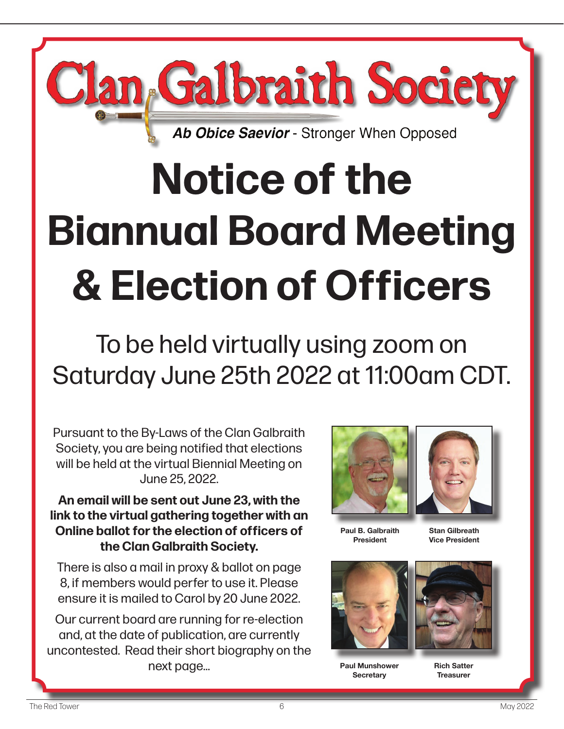# Clan Galbraith Society

***Ab Obice Saevior*** - Stronger When Opposed

# Notice of the Biannual Board Meeting & Election of Officers

## To be held virtually using zoom on Saturday June 25th 2022 at 11:00am CDT.

Pursuant to the By-Laws of the Clan Galbraith Society, you are being notified that elections will be held at the virtual Biennial Meeting on June 25, 2022.

**An email will be sent out June 23, with the link to the virtual gathering together with an Online ballot for the election of officers of the Clan Galbraith Society.**

There is also a mail in proxy & ballot on page 8, if members would perfer to use it. Please ensure it is mailed to Carol by 20 June 2022.

Our current board are running for re-election and, at the date of publication, are currently uncontested. Read their short biography on the next page...

**Paul B. Galbraith**
**President**

**Stan Gilbreath**
**Vice President**

**Paul Munshower**
**Secretary**

**Rich Satter**
**Treasurer**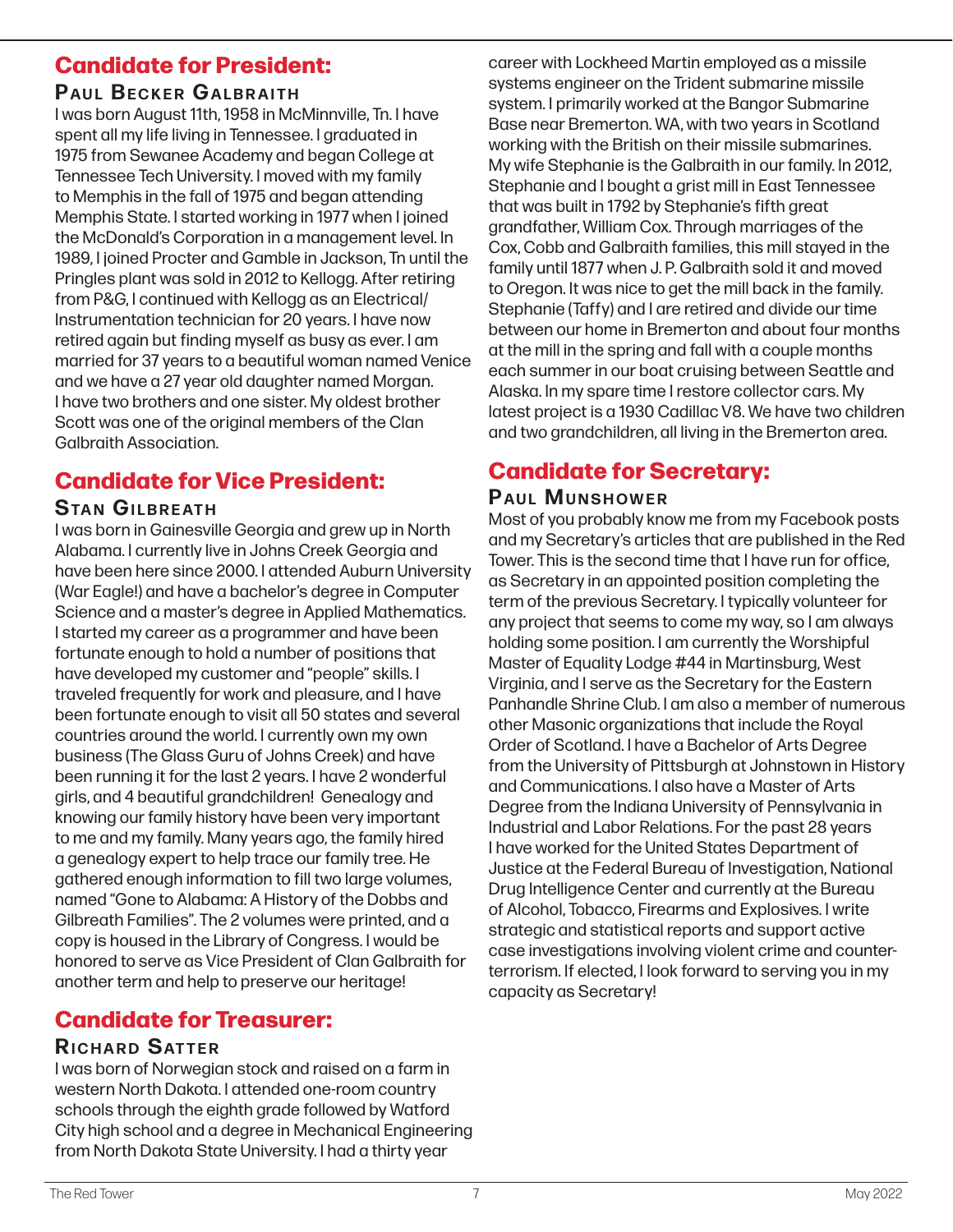## Candidate for President:

### Paul Becker Galbraith

I was born August 11th, 1958 in McMinnville, Tn. I have spent all my life living in Tennessee. I graduated in 1975 from Sewanee Academy and began College at Tennessee Tech University. I moved with my family to Memphis in the fall of 1975 and began attending Memphis State. I started working in 1977 when I joined the McDonald's Corporation in a management level. In 1989, I joined Procter and Gamble in Jackson, Tn until the Pringles plant was sold in 2012 to Kellogg. After retiring from P&G, I continued with Kellogg as an Electrical/Instrumentation technician for 20 years. I have now retired again but finding myself as busy as ever. I am married for 37 years to a beautiful woman named Venice and we have a 27 year old daughter named Morgan. I have two brothers and one sister. My oldest brother Scott was one of the original members of the Clan Galbraith Association.

## Candidate for Vice President:

### Stan Gilbreath

I was born in Gainesville Georgia and grew up in North Alabama. I currently live in Johns Creek Georgia and have been here since 2000. I attended Auburn University (War Eagle!) and have a bachelor's degree in Computer Science and a master's degree in Applied Mathematics. I started my career as a programmer and have been fortunate enough to hold a number of positions that have developed my customer and "people" skills. I traveled frequently for work and pleasure, and I have been fortunate enough to visit all 50 states and several countries around the world. I currently own my own business (The Glass Guru of Johns Creek) and have been running it for the last 2 years. I have 2 wonderful girls, and 4 beautiful grandchildren! Genealogy and knowing our family history have been very important to me and my family. Many years ago, the family hired a genealogy expert to help trace our family tree. He gathered enough information to fill two large volumes, named "Gone to Alabama: A History of the Dobbs and Gilbreath Families". The 2 volumes were printed, and a copy is housed in the Library of Congress. I would be honored to serve as Vice President of Clan Galbraith for another term and help to preserve our heritage!

## Candidate for Treasurer:

### Richard Satter

I was born of Norwegian stock and raised on a farm in western North Dakota. I attended one-room country schools through the eighth grade followed by Watford City high school and a degree in Mechanical Engineering from North Dakota State University. I had a thirty year career with Lockheed Martin employed as a missile systems engineer on the Trident submarine missile system. I primarily worked at the Bangor Submarine Base near Bremerton. WA, with two years in Scotland working with the British on their missile submarines. My wife Stephanie is the Galbraith in our family. In 2012, Stephanie and I bought a grist mill in East Tennessee that was built in 1792 by Stephanie's fifth great grandfather, William Cox. Through marriages of the Cox, Cobb and Galbraith families, this mill stayed in the family until 1877 when J. P. Galbraith sold it and moved to Oregon. It was nice to get the mill back in the family. Stephanie (Taffy) and I are retired and divide our time between our home in Bremerton and about four months at the mill in the spring and fall with a couple months each summer in our boat cruising between Seattle and Alaska. In my spare time I restore collector cars. My latest project is a 1930 Cadillac V8. We have two children and two grandchildren, all living in the Bremerton area.

## Candidate for Secretary:

### Paul Munshower

Most of you probably know me from my Facebook posts and my Secretary's articles that are published in the Red Tower. This is the second time that I have run for office, as Secretary in an appointed position completing the term of the previous Secretary. I typically volunteer for any project that seems to come my way, so I am always holding some position. I am currently the Worshipful Master of Equality Lodge #44 in Martinsburg, West Virginia, and I serve as the Secretary for the Eastern Panhandle Shrine Club. I am also a member of numerous other Masonic organizations that include the Royal Order of Scotland. I have a Bachelor of Arts Degree from the University of Pittsburgh at Johnstown in History and Communications. I also have a Master of Arts Degree from the Indiana University of Pennsylvania in Industrial and Labor Relations. For the past 28 years I have worked for the United States Department of Justice at the Federal Bureau of Investigation, National Drug Intelligence Center and currently at the Bureau of Alcohol, Tobacco, Firearms and Explosives. I write strategic and statistical reports and support active case investigations involving violent crime and counter-terrorism. If elected, I look forward to serving you in my capacity as Secretary!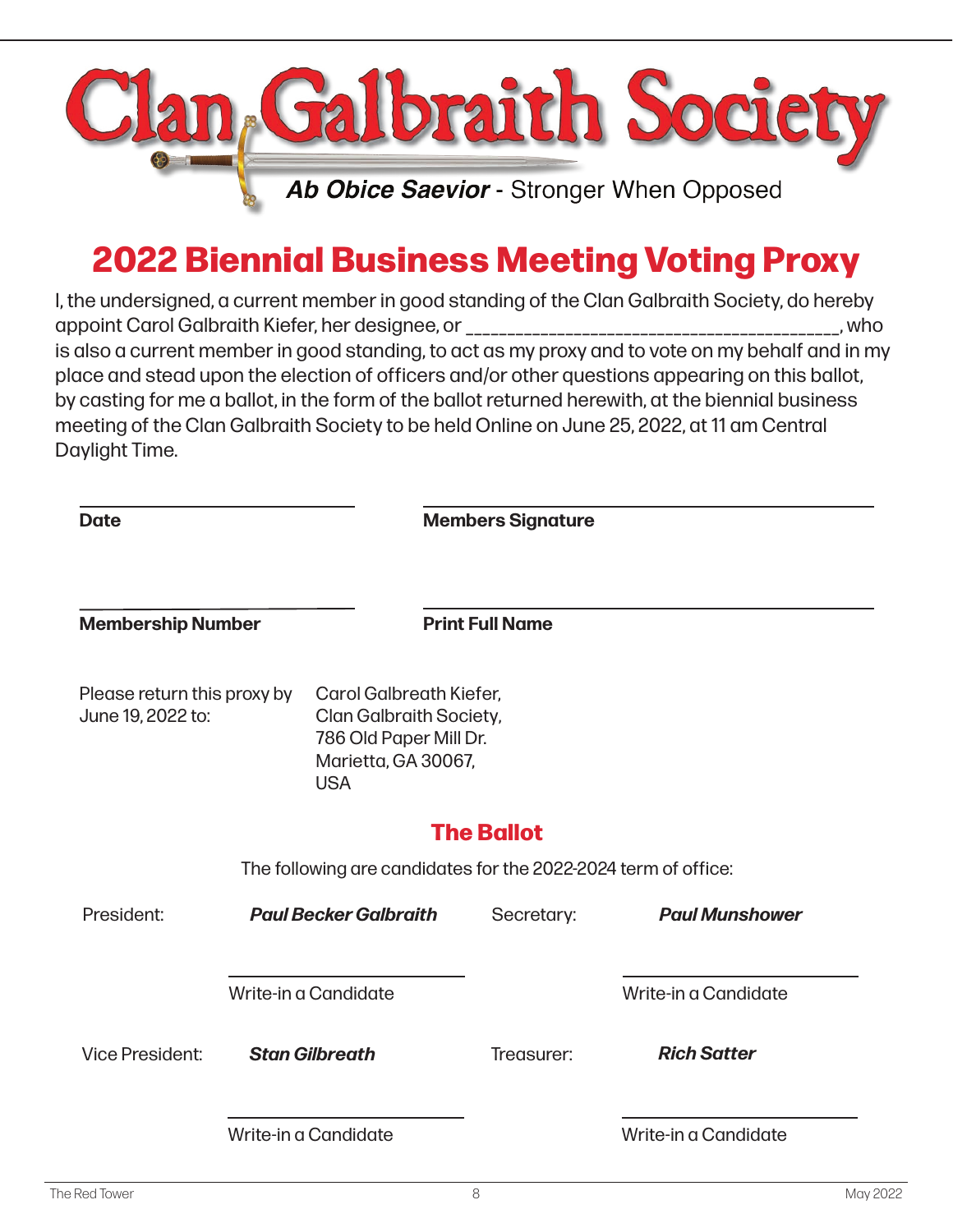# Clan Galbraith Society

***Ab Obice Saevior*** - Stronger When Opposed

## 2022 Biennial Business Meeting Voting Proxy

I, the undersigned, a current member in good standing of the Clan Galbraith Society, do hereby appoint Carol Galbraith Kiefer, her designee, or ________________________________________, who is also a current member in good standing, to act as my proxy and to vote on my behalf and in my place and stead upon the election of officers and/or other questions appearing on this ballot, by casting for me a ballot, in the form of the ballot returned herewith, at the biennial business meeting of the Clan Galbraith Society to be held Online on June 25, 2022, at 11 am Central Daylight Time.

| | |
|---|---|
| ____________________ **Date** | ____________________ **Members Signature** |
| ____________________ **Membership Number** | ____________________ **Print Full Name** |

Please return this proxy by June 19, 2022 to:

Carol Galbreath Kiefer,
Clan Galbraith Society,
786 Old Paper Mill Dr.
Marietta, GA 30067,
USA

### The Ballot

The following are candidates for the 2022-2024 term of office:

| | | | |
|---|---|---|---|
| President: | ***Paul Becker Galbraith*** | Secretary: | ***Paul Munshower*** |
| | ____________________ Write-in a Candidate | | ____________________ Write-in a Candidate |
| Vice President: | ***Stan Gilbreath*** | Treasurer: | ***Rich Satter*** |
| | ____________________ Write-in a Candidate | | ____________________ Write-in a Candidate |